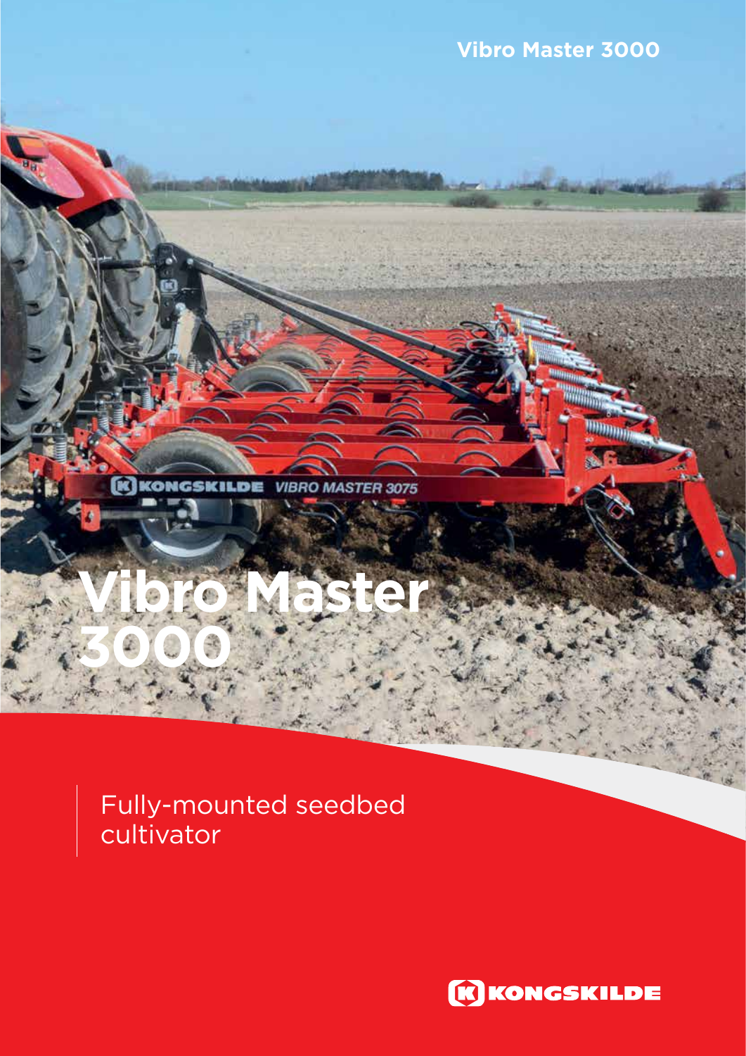Vibro Master 3000

# Vibro Master 3000

Fully-mounted seedbed cultivator

KONGSKILDE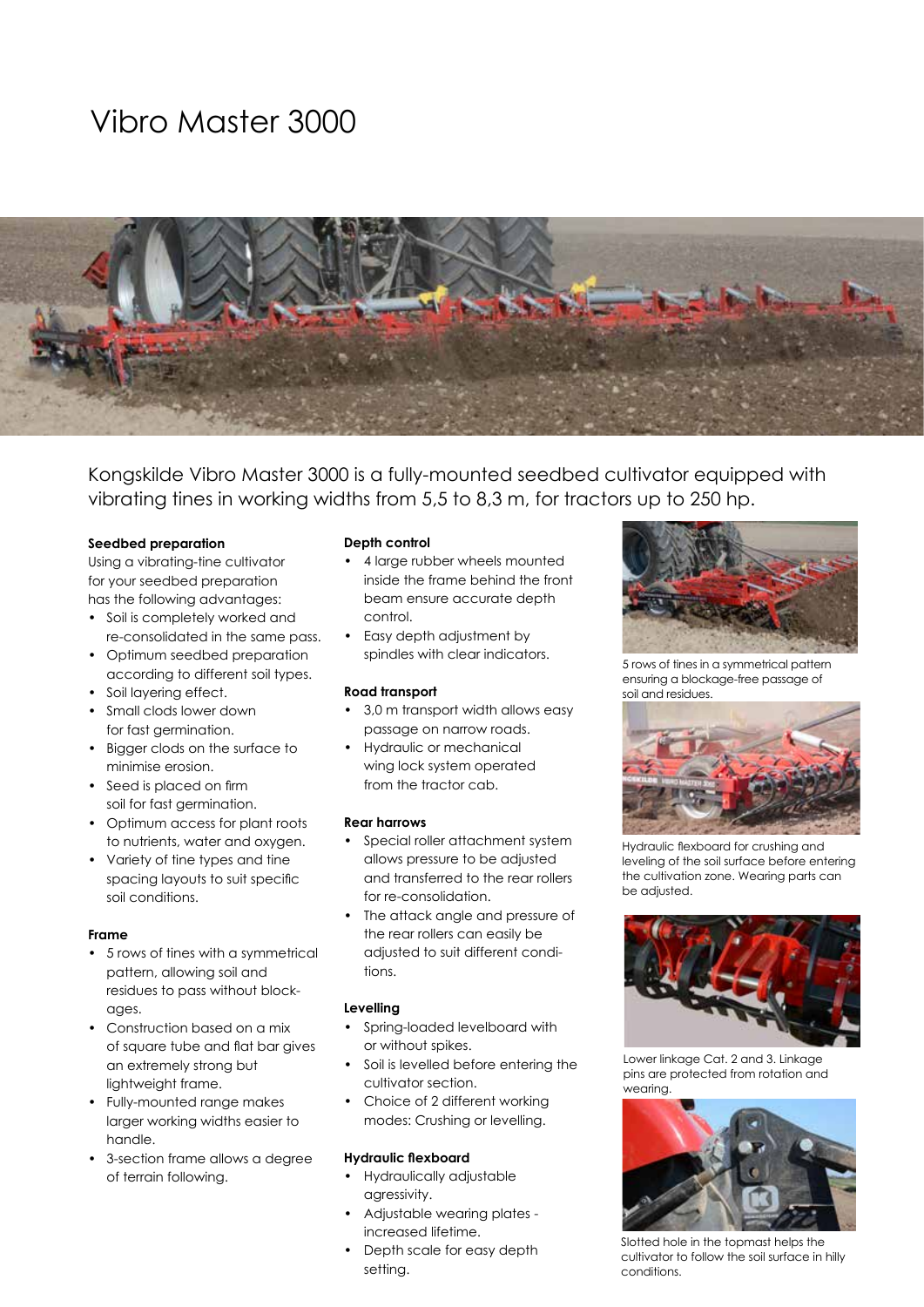# Vibro Master 3000

Kongskilde Vibro Master 3000 is a fully-mounted seedbed cultivator equipped with vibrating tines in working widths from 5,5 to 8,3 m, for tractors up to 250 hp.

**Seedbed preparation**

Using a vibrating-tine cultivator for your seedbed preparation has the following advantages:

- Soil is completely worked and re-consolidated in the same pass.
- Optimum seedbed preparation according to different soil types.
- Soil layering effect.
- Small clods lower down for fast germination.
- Bigger clods on the surface to minimise erosion.
- Seed is placed on firm soil for fast germination.
- Optimum access for plant roots to nutrients, water and oxygen.
- Variety of tine types and tine spacing layouts to suit specific soil conditions.

**Frame**

- 5 rows of tines with a symmetrical pattern, allowing soil and residues to pass without blockages.
- Construction based on a mix of square tube and flat bar gives an extremely strong but lightweight frame.
- Fully-mounted range makes larger working widths easier to handle.
- 3-section frame allows a degree of terrain following.

**Depth control**

- 4 large rubber wheels mounted inside the frame behind the front beam ensure accurate depth control.
- Easy depth adjustment by spindles with clear indicators.

**Road transport**

- 3,0 m transport width allows easy passage on narrow roads.
- Hydraulic or mechanical wing lock system operated from the tractor cab.

**Rear harrows**

- Special roller attachment system allows pressure to be adjusted and transferred to the rear rollers for re-consolidation.
- The attack angle and pressure of the rear rollers can easily be adjusted to suit different conditions.

**Levelling**

- Spring-loaded levelboard with or without spikes.
- Soil is levelled before entering the cultivator section.
- Choice of 2 different working modes: Crushing or levelling.

**Hydraulic flexboard**

- Hydraulically adjustable agressivity.
- Adjustable wearing plates - increased lifetime.
- Depth scale for easy depth setting.

5 rows of tines in a symmetrical pattern ensuring a blockage-free passage of soil and residues.

Hydraulic flexboard for crushing and leveling of the soil surface before entering the cultivation zone. Wearing parts can be adjusted.

Lower linkage Cat. 2 and 3. Linkage pins are protected from rotation and wearing.

Slotted hole in the topmast helps the cultivator to follow the soil surface in hilly conditions.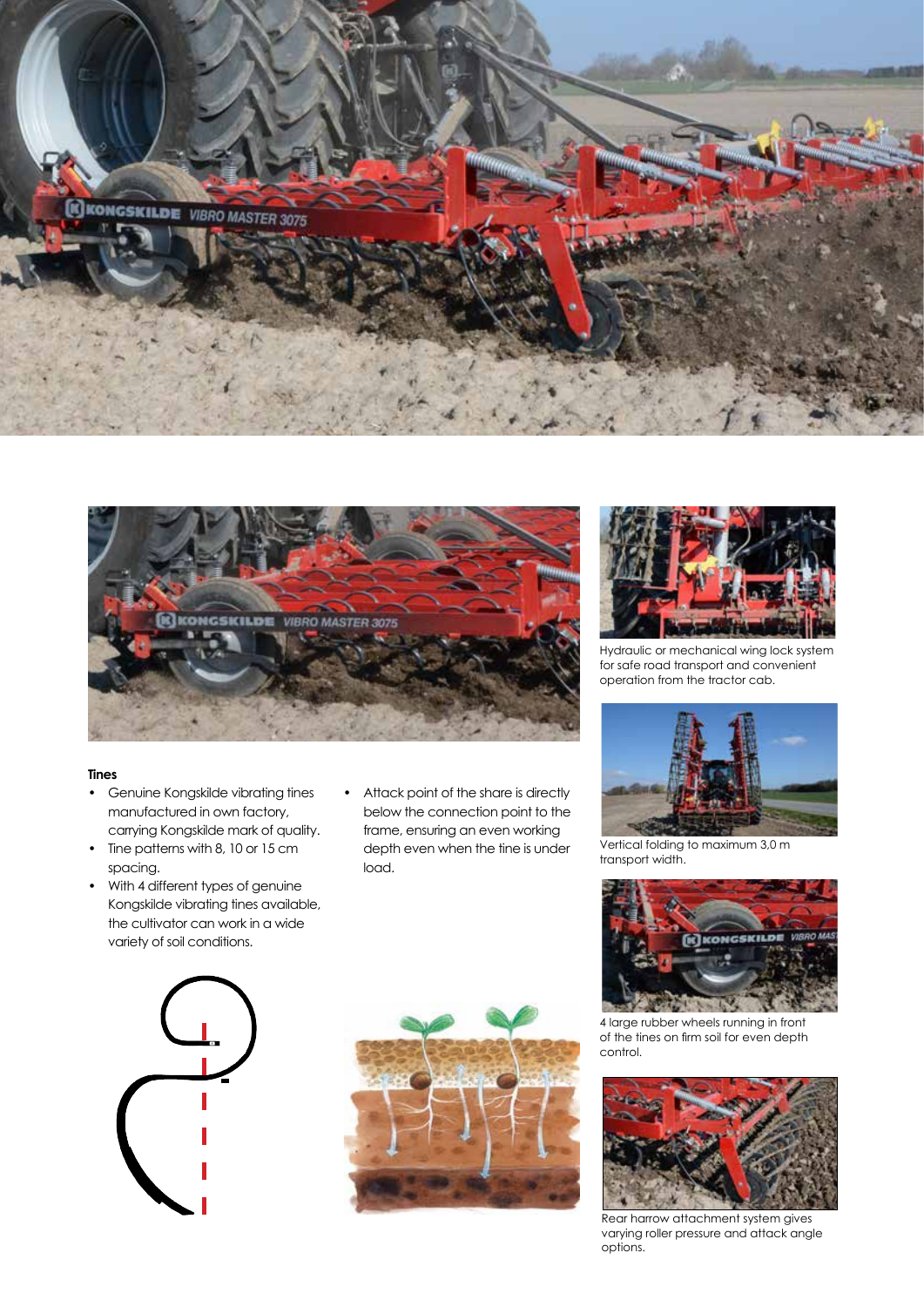### Tines

- Genuine Kongskilde vibrating tines manufactured in own factory, carrying Kongskilde mark of quality.
- Tine patterns with 8, 10 or 15 cm spacing.
- With 4 different types of genuine Kongskilde vibrating tines available, the cultivator can work in a wide variety of soil conditions.
- Attack point of the share is directly below the connection point to the frame, ensuring an even working depth even when the tine is under load.

Hydraulic or mechanical wing lock system for safe road transport and convenient operation from the tractor cab.

Vertical folding to maximum 3,0 m transport width.

4 large rubber wheels running in front of the tines on firm soil for even depth control.

Rear harrow attachment system gives varying roller pressure and attack angle options.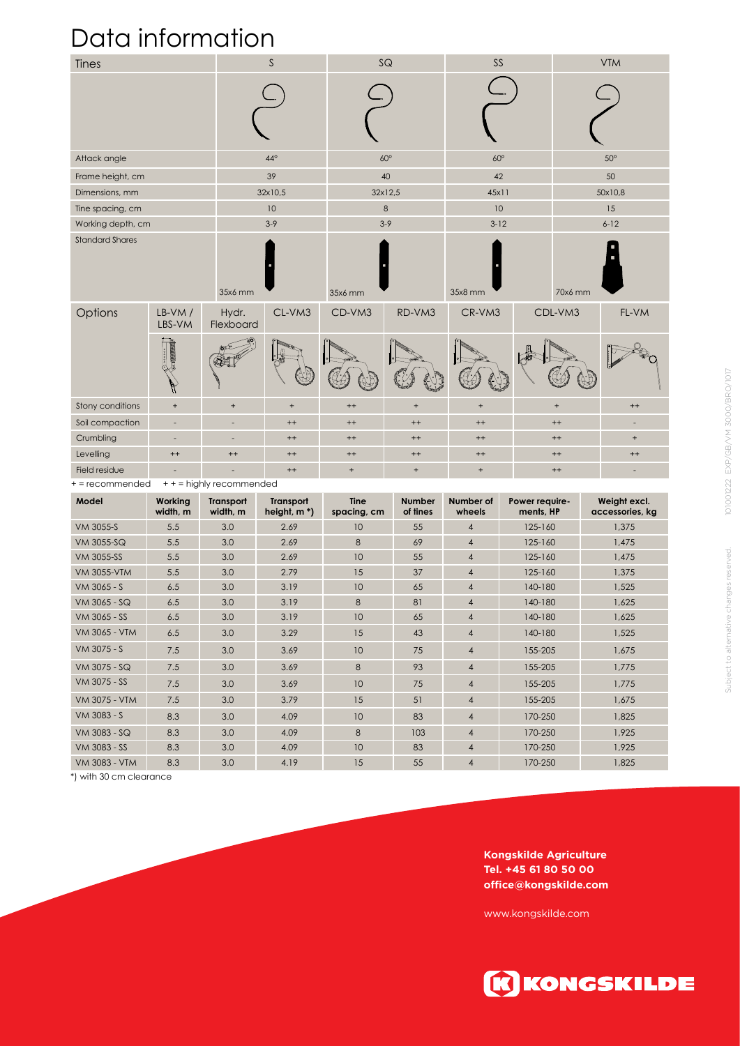# Data information

| Tines | S | SQ | SS | VTM |
|---|---|---|---|---|
| Attack angle | 44° | 60° | 60° | 50° |
| Frame height, cm | 39 | 40 | 42 | 50 |
| Dimensions, mm | 32x10,5 | 32x12,5 | 45x11 | 50x10,8 |
| Tine spacing, cm | 10 | 8 | 10 | 15 |
| Working depth, cm | 3-9 | 3-9 | 3-12 | 6-12 |
| Standard Shares | 35x6 mm | 35x6 mm | 35x8 mm | 70x6 mm |

| Options | LB-VM / LBS-VM | Hydr. Flexboard | CL-VM3 | CD-VM3 | RD-VM3 | CR-VM3 | CDL-VM3 | FL-VM |
|---|---|---|---|---|---|---|---|---|
| Stony conditions | + | + | + | ++ | + | + | + | ++ |
| Soil compaction | - | - | ++ | ++ | ++ | ++ | ++ | - |
| Crumbling | - | - | ++ | ++ | ++ | ++ | ++ | + |
| Levelling | ++ | ++ | ++ | ++ | ++ | ++ | ++ | ++ |
| Field residue | - | - | ++ | + | + | + | ++ | - |

+ = recommended  + + = highly recommended

| Model | Working width, m | Transport width, m | Transport height, m *) | Tine spacing, cm | Number of tines | Number of wheels | Power require-ments, HP | Weight excl. accessories, kg |
|---|---|---|---|---|---|---|---|---|
| VM 3055-S | 5.5 | 3.0 | 2.69 | 10 | 55 | 4 | 125-160 | 1,375 |
| VM 3055-SQ | 5.5 | 3.0 | 2.69 | 8 | 69 | 4 | 125-160 | 1,475 |
| VM 3055-SS | 5.5 | 3.0 | 2.69 | 10 | 55 | 4 | 125-160 | 1,475 |
| VM 3055-VTM | 5.5 | 3.0 | 2.79 | 15 | 37 | 4 | 125-160 | 1,375 |
| VM 3065 - S | 6.5 | 3.0 | 3.19 | 10 | 65 | 4 | 140-180 | 1,525 |
| VM 3065 - SQ | 6.5 | 3.0 | 3.19 | 8 | 81 | 4 | 140-180 | 1,625 |
| VM 3065 - SS | 6.5 | 3.0 | 3.19 | 10 | 65 | 4 | 140-180 | 1,625 |
| VM 3065 - VTM | 6.5 | 3.0 | 3.29 | 15 | 43 | 4 | 140-180 | 1,525 |
| VM 3075 - S | 7.5 | 3.0 | 3.69 | 10 | 75 | 4 | 155-205 | 1,675 |
| VM 3075 - SQ | 7.5 | 3.0 | 3.69 | 8 | 93 | 4 | 155-205 | 1,775 |
| VM 3075 - SS | 7.5 | 3.0 | 3.69 | 10 | 75 | 4 | 155-205 | 1,775 |
| VM 3075 - VTM | 7.5 | 3.0 | 3.79 | 15 | 51 | 4 | 155-205 | 1,675 |
| VM 3083 - S | 8.3 | 3.0 | 4.09 | 10 | 83 | 4 | 170-250 | 1,825 |
| VM 3083 - SQ | 8.3 | 3.0 | 4.09 | 8 | 103 | 4 | 170-250 | 1,925 |
| VM 3083 - SS | 8.3 | 3.0 | 4.09 | 10 | 83 | 4 | 170-250 | 1,925 |
| VM 3083 - VTM | 8.3 | 3.0 | 4.19 | 15 | 55 | 4 | 170-250 | 1,825 |

*) with 30 cm clearance

Subject to alternative changes reserved.  101001222 EXP/GB/VM 3000/BRO/1017

**Kongskilde Agriculture**
**Tel. +45 61 80 50 00**
**office@kongskilde.com**

www.kongskilde.com

KONGSKILDE